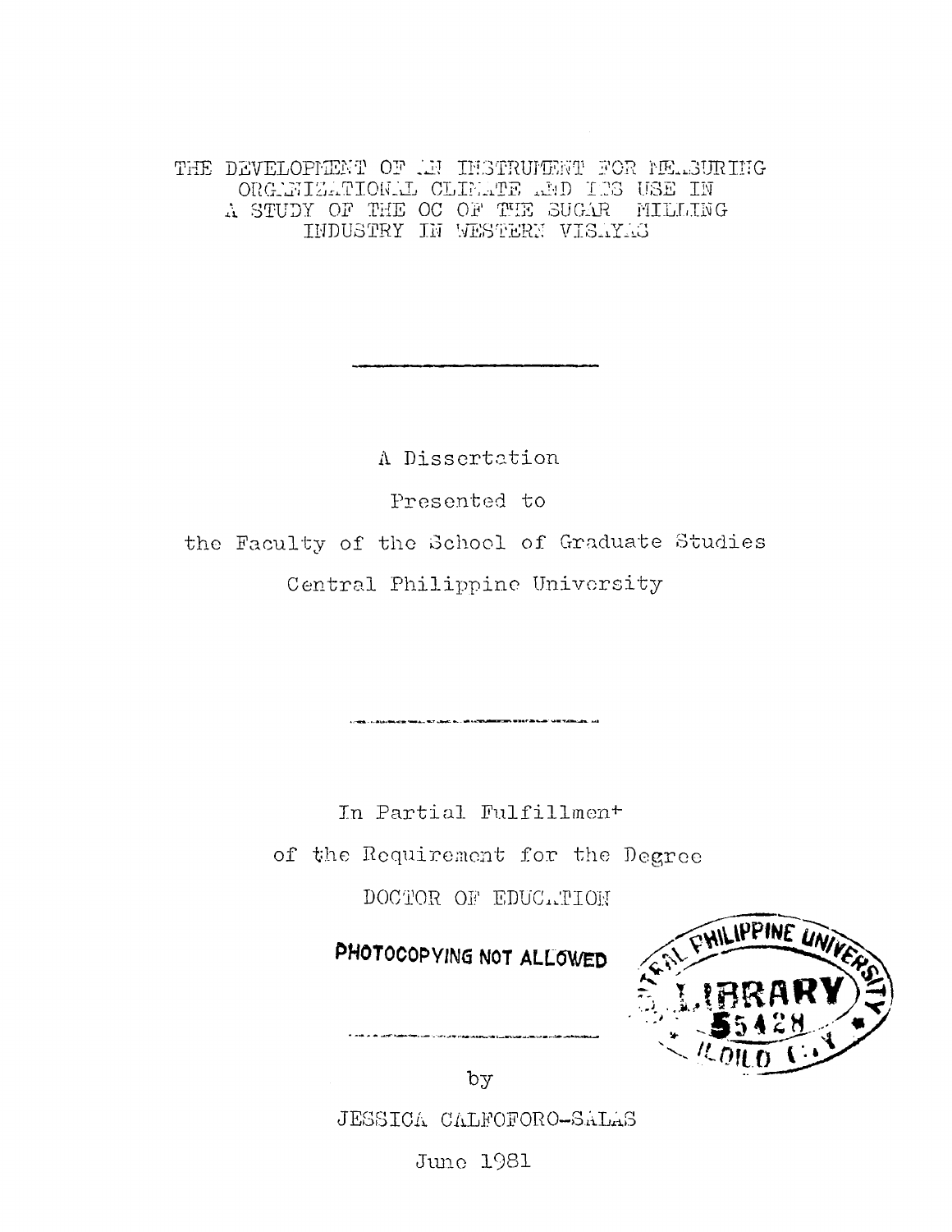# THE DEVELOPMENT OF AN INSTRUMENT FOR MEASURING ORGANIZATIONAL CLIMATE AND ITS USE IN A STUDY OF THE OC OF THE SUGAR MILLING INDUSTRY IN WESTERN VISAYAS

A Dissertation

Presented to

the Faculty of the School of Graduate Studies

Central Philippine University

In Partial Fulfillment

of the Requirement for the Degree

DOCTOR OF EDUCATION

**PHOTOCOPYING NOT ALLOWED**

CENTRAL PHILIPPINE UNIVERSITY LIBRARY 55428 ILOILO CITY

by

JESSICA CALFOFORO-SALAS

June 1981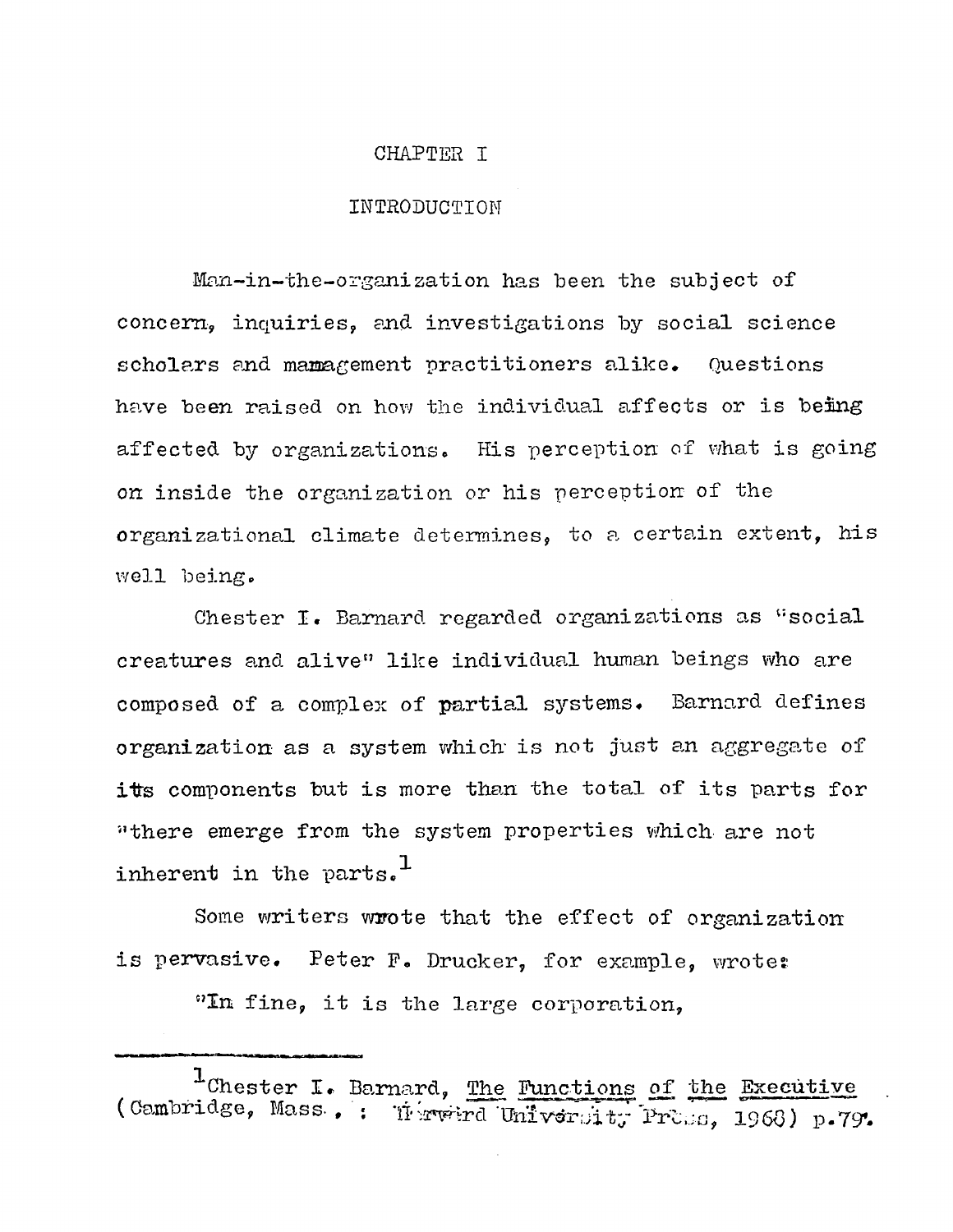# CHAPTER I

## INTRODUCTION

Man-in-the-organization has been the subject of concern, inquiries, and investigations by social science scholars and management practitioners alike. Questions have been raised on how the individual affects or is being affected by organizations. His perception of what is going on inside the organization or his perception of the organizational climate determines, to a certain extent, his well being.

Chester I. Barnard regarded organizations as "social creatures and alive" like individual human beings who are composed of a complex of partial systems. Barnard defines organization as a system which is not just an aggregate of its components but is more than the total of its parts for "there emerge from the system properties which are not inherent in the parts.[1]

Some writers wrote that the effect of organization is pervasive. Peter F. Drucker, for example, wrote:

"In fine, it is the large corporation,

---

[1]Chester I. Barnard, The Functions of the Executive (Cambridge, Mass., : Harvard University Press, 1968) p.79.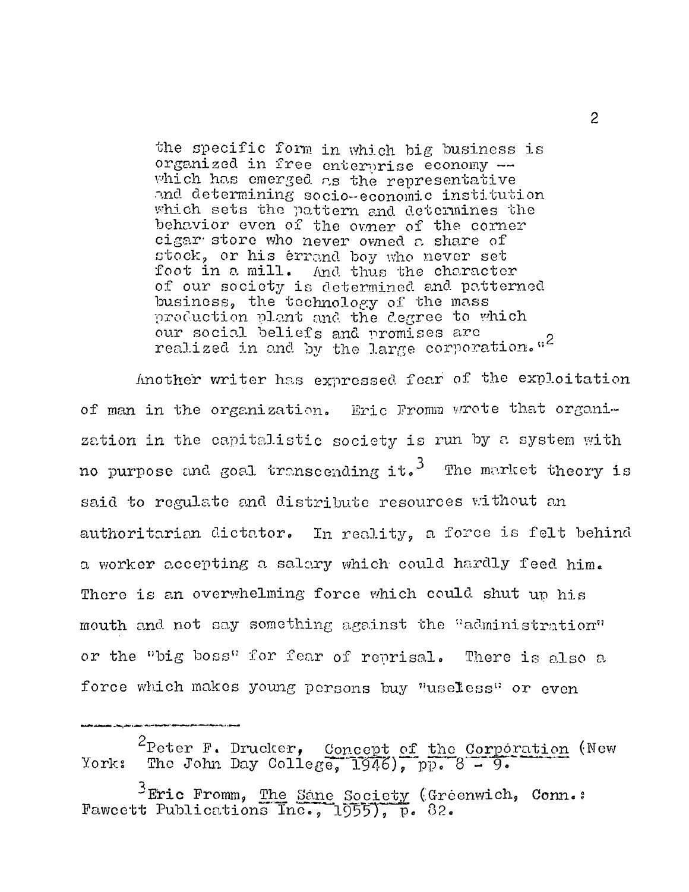> the specific form in which big business is organized in free enterprise economy -- which has emerged as the representative and determining socio-economic institution which sets the pattern and determines the behavior even of the owner of the corner cigar store who never owned a share of stock, or his errand boy who never set foot in a mill. And thus the character of our society is determined and patterned business, the technology of the mass production plant and the degree to which our social beliefs and promises are realized in and by the large corporation."[2]

Another writer has expressed fear of the exploitation of man in the organization. Eric Fromm wrote that organization in the capitalistic society is run by a system with no purpose and goal transcending it.[3] The market theory is said to regulate and distribute resources without an authoritarian dictator. In reality, a force is felt behind a worker accepting a salary which could hardly feed him. There is an overwhelming force which could shut up his mouth and not say something against the "administration" or the "big boss" for fear of reprisal. There is also a force which makes young persons buy "useless" or even

---

[2]Peter F. Drucker, Concept of the Corporation (New York: The John Day College, 1946), pp. 8 - 9.

[3]Eric Fromm, The Sane Society (Greenwich, Conn.: Fawcett Publications Inc., 1955), p. 82.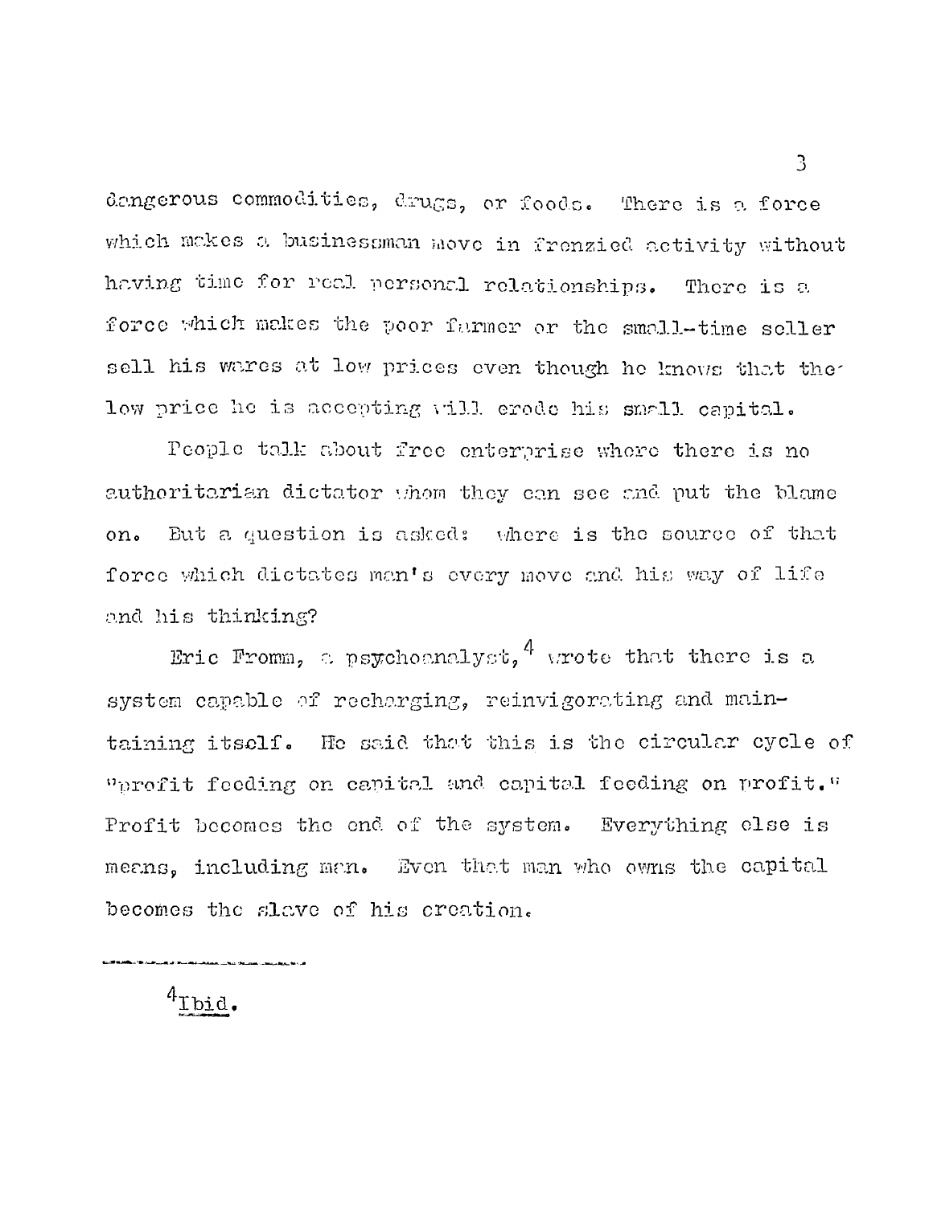dangerous commodities, drugs, or foods. There is a force which makes a businessman move in frenzied activity without having time for real personal relationships. There is a force which makes the poor farmer or the small-time seller sell his wares at low prices even though he knows that the low price he is accepting will erode his small capital.

People talk about free enterprise where there is no authoritarian dictator whom they can see and put the blame on. But a question is asked: where is the source of that force which dictates man's every move and his way of life and his thinking?

Eric Fromm, a psychoanalyst,[4] wrote that there is a system capable of recharging, reinvigorating and maintaining itself. He said that this is the circular cycle of "profit feeding on capital and capital feeding on profit." Profit becomes the end of the system. Everything else is means, including man. Even that man who owns the capital becomes the slave of his creation.

---

[4] Ibid.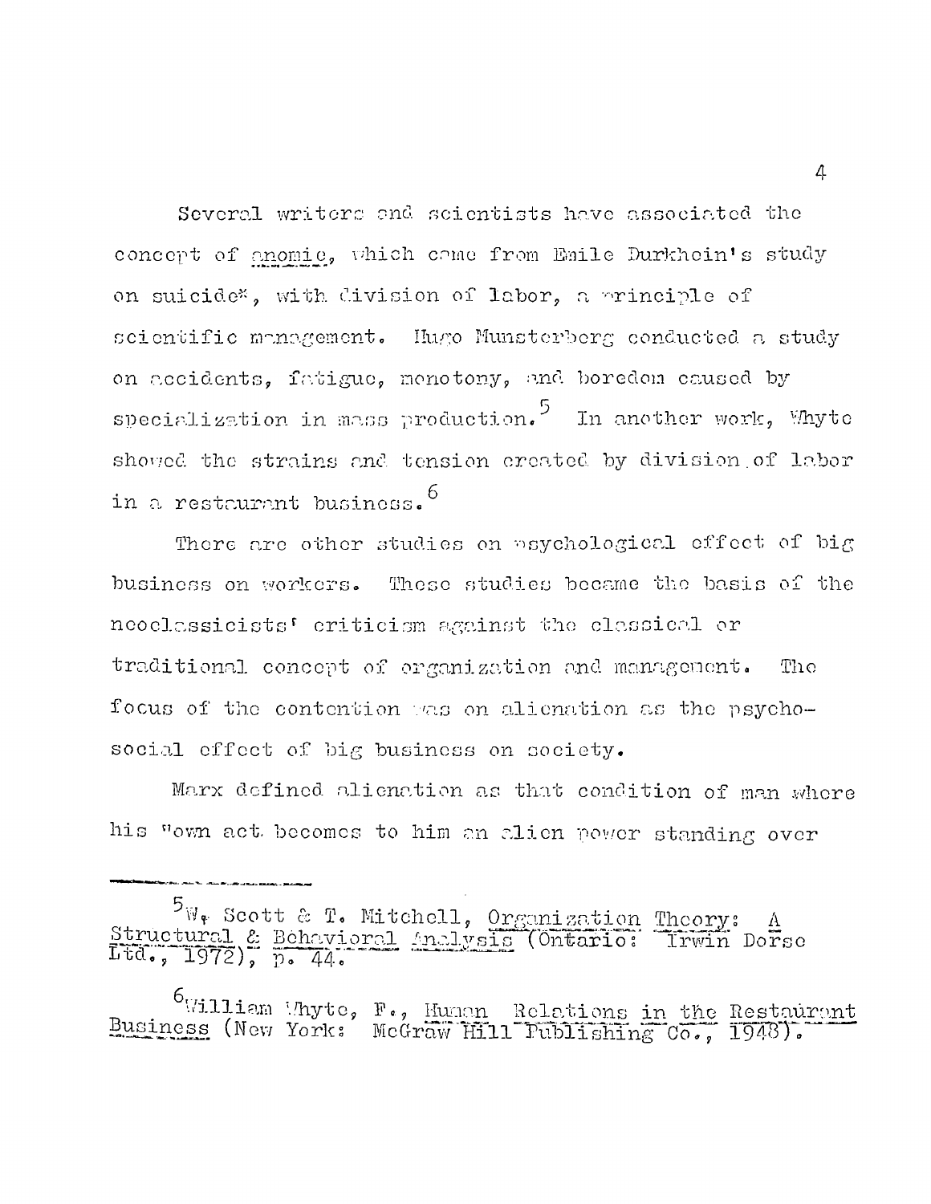Several writers and scientists have associated the concept of _anomie_, which came from Emile Durkhein's study on suicide*, with division of labor, a principle of scientific management. Hugo Munsterberg conducted a study on accidents, fatigue, monotony, and boredom caused by specialization in mass production.[5] In another work, Whyte showed the strains and tension created by division of labor in a restaurant business.[6]

There are other studies on psychological effect of big business on workers. These studies became the basis of the neoclassicists' criticism against the classical or traditional concept of organization and management. The focus of the contention was on alienation as the psycho-social effect of big business on society.

Marx defined alienation as that condition of man where his "own act becomes to him an alien power standing over

---

[5] W. Scott & T. Mitchell, _Organization Theory: A Structural & Behavioral Analysis_ (Ontario: Irwin Dorse Ltd., 1972), p. 44.

[6] William Whyte, F., _Human Relations in the Restaurant Business_ (New York: McGraw Hill Publishing Co., 1948).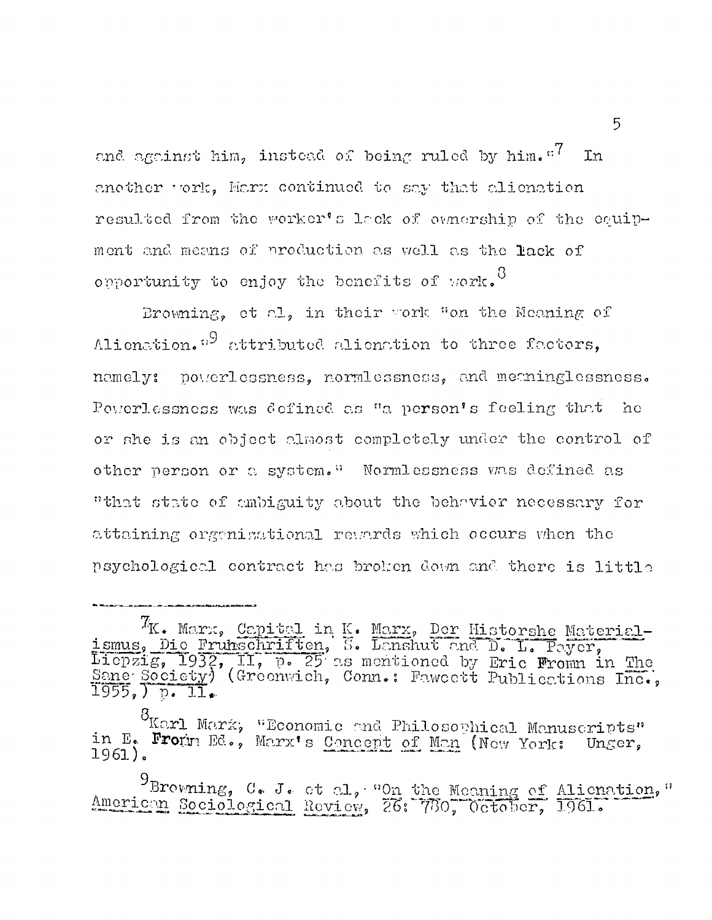and against him, instead of being ruled by him."[7] In another work, Marx continued to say that alienation resulted from the worker's lack of ownership of the equipment and means of production as well as the lack of opportunity to enjoy the benefits of work.[8]

Browning, et al, in their work "on the Meaning of Alienation."[9] attributed alienation to three factors, namely: powerlessness, normlessness, and meaninglessness. Powerlessness was defined as "a person's feeling that he or she is an object almost completely under the control of other person or a system." Normlessness was defined as "that state of ambiguity about the behavior necessary for attaining organizational rewards which occurs when the psychological contract has broken down and there is little

---

[7]K. Marx, Capital in K. Marx, Der Historshe Materialismus, Die Fruhschriften, S. Lanshut and D. L. Payer, Liepzig, 1932, II, p. 25 as mentioned by Eric Fromm in The Sane Society) (Greenwich, Conn.: Fawcett Publications Inc., 1955,) p. 11.

[8]Karl Marx, "Economic and Philosophical Manuscripts" in E. Fromm Ed., Marx's Concept of Man (New York: Unger, 1961).

[9]Browning, C. J. et al, "On the Meaning of Alienation," American Sociological Review, 26: 780, October, 1961.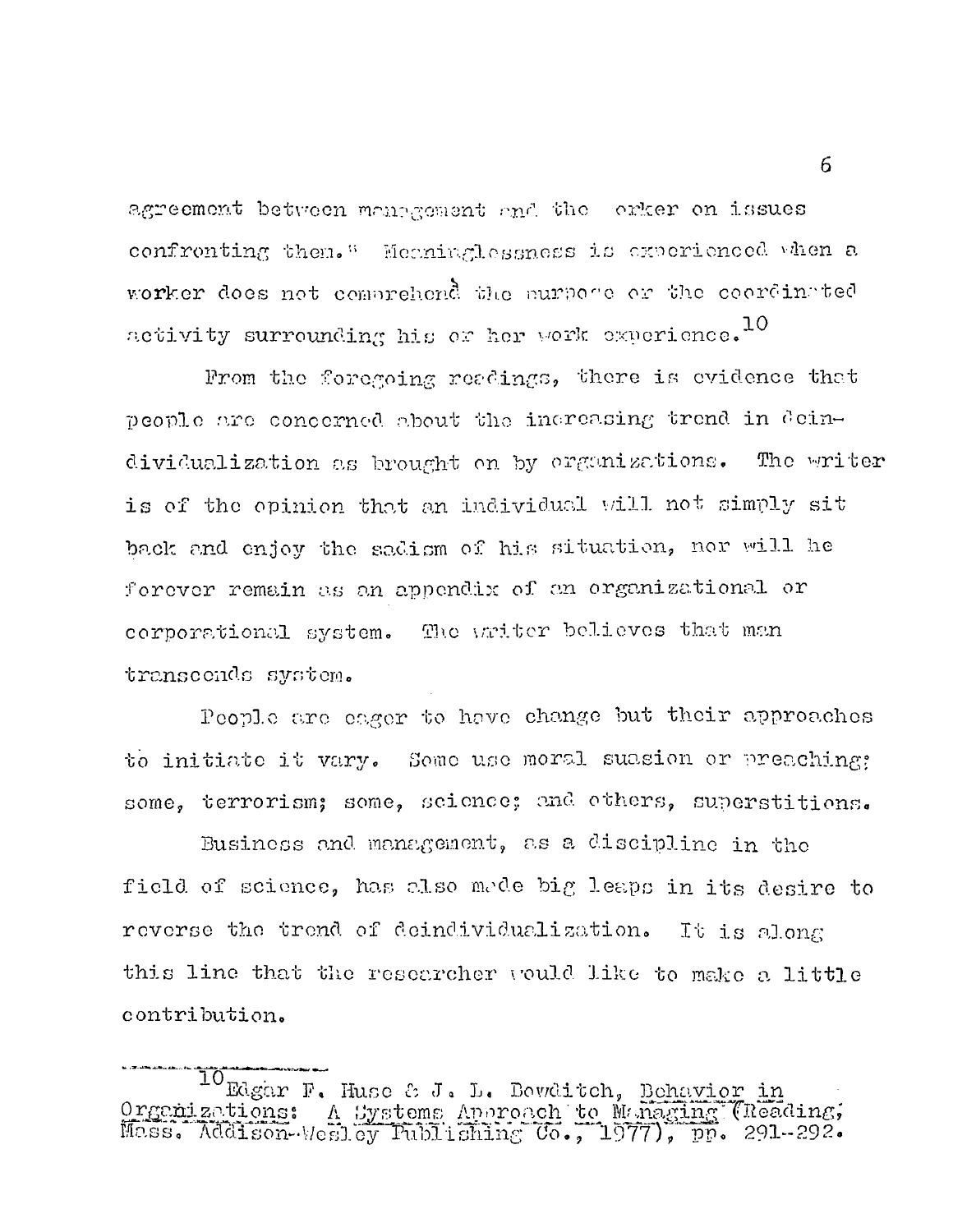agreement between management and the worker on issues confronting them." Meaninglessness is experienced when a worker does not comprehend the purpose or the coordinated activity surrounding his or her work experience.[10]

From the foregoing readings, there is evidence that people are concerned about the increasing trend in deindividualization as brought on by organizations. The writer is of the opinion that an individual will not simply sit back and enjoy the sadism of his situation, nor will he forever remain as an appendix of an organizational or corporational system. The writer believes that man transcends system.

People are eager to have change but their approaches to initiate it vary. Some use moral suasion or preaching; some, terrorism; some, science; and others, superstitions.

Business and management, as a discipline in the field of science, has also made big leaps in its desire to reverse the trend of deindividualization. It is along this line that the researcher would like to make a little contribution.

---

[10] Edgar F. Huse & J. L. Bowditch, Behavior in Organizations: A Systems Approach to Managing (Reading, Mass. Addison-Wesley Publishing Co., 1977), pp. 291--292.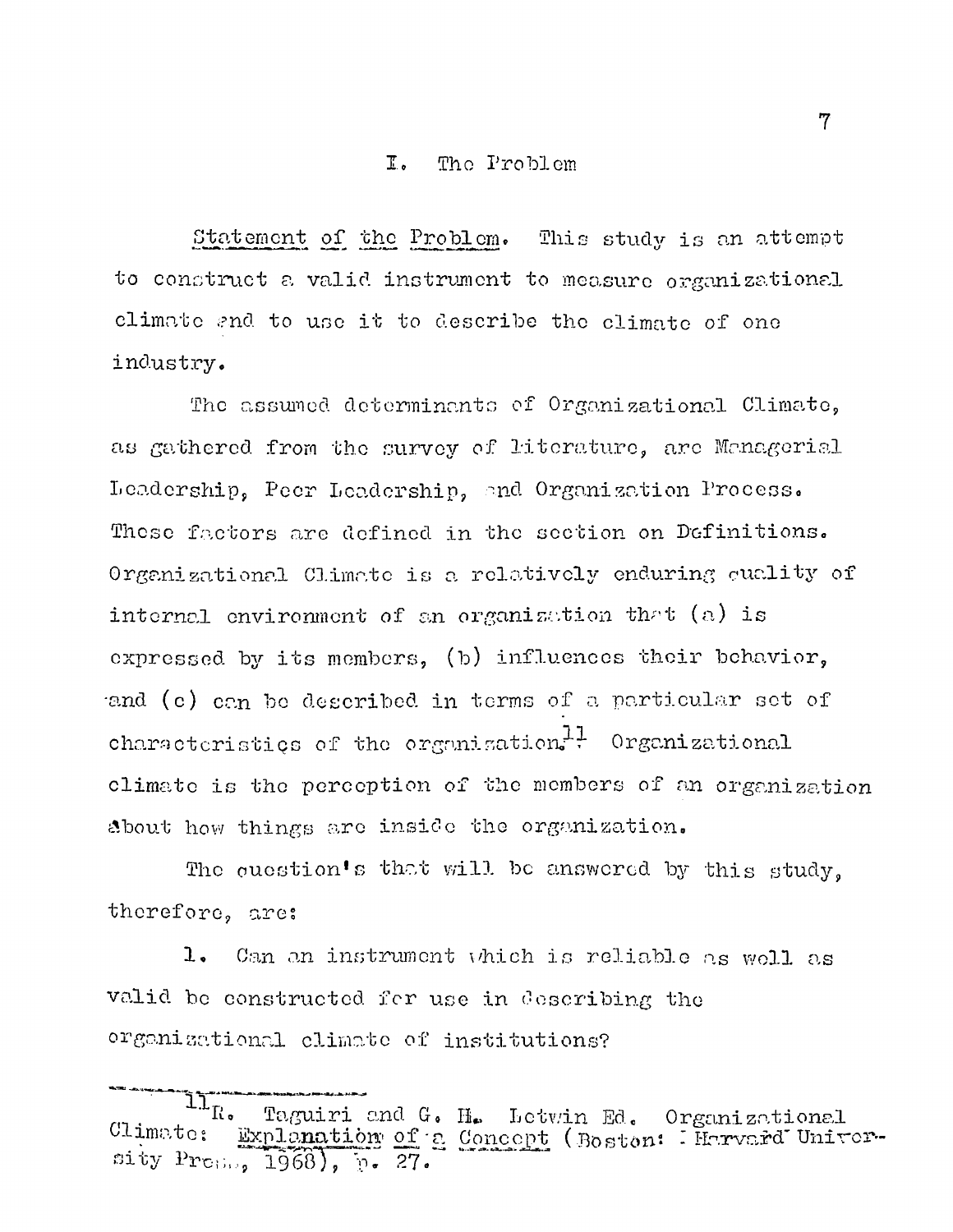## I. The Problem

Statement of the Problem. This study is an attempt to construct a valid instrument to measure organizational climate and to use it to describe the climate of one industry.

The assumed determinants of Organizational Climate, as gathered from the survey of literature, are Managerial Leadership, Peer Leadership, and Organization Process. These factors are defined in the section on Definitions. Organizational Climate is a relatively enduring quality of internal environment of an organization that (a) is expressed by its members, (b) influences their behavior, and (c) can be described in terms of a particular set of characteristics of the organization.[11] Organizational climate is the perception of the members of an organization about how things are inside the organization.

The question's that will be answered by this study, therefore, are:

1. Can an instrument which is reliable as well as valid be constructed for use in describing the organizational climate of institutions?

---

[11] R. Taguiri and G. H. Letwin Ed. Organizational Climate: Explanation of a Concept (Boston: Harvard University Press, 1968), p. 27.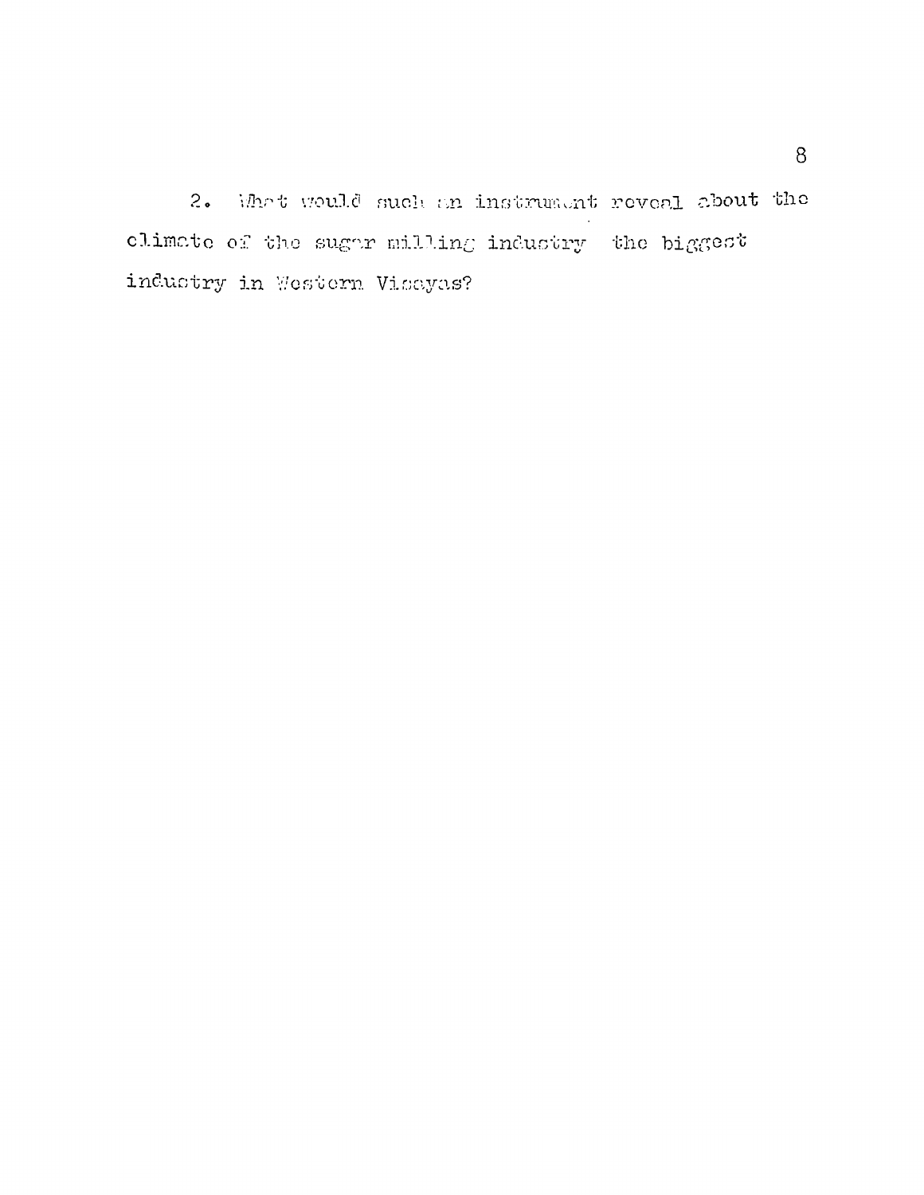2. What would such an instrument reveal about the climate of the sugar milling industry the biggest industry in Western Visayas?